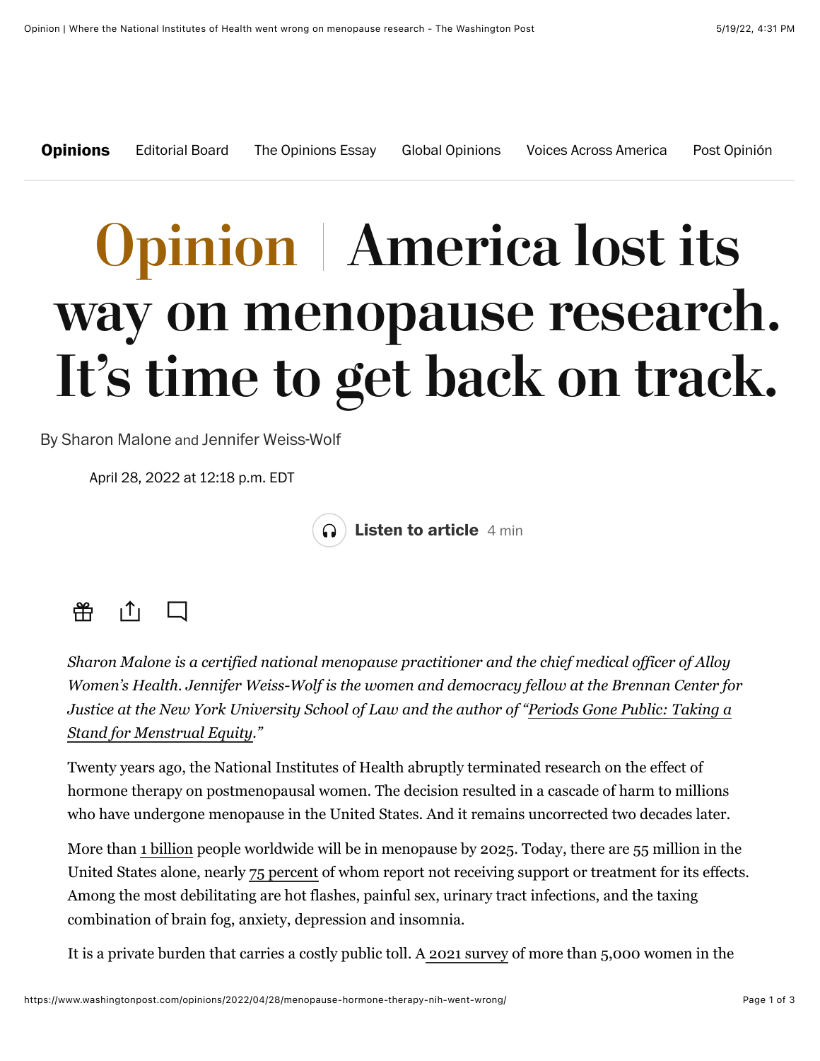# Opinion | America lost its way on menopause research. It's time to get back on track.

By Sharon Malone and Jennifer Weiss-Wolf

April 28, 2022 at 12:18 p.m. EDT

*Sharon Malone is a certified national menopause practitioner and the chief medical officer of Alloy Women's Health. Jennifer Weiss-Wolf is the women and democracy fellow at the Brennan Center for Justice at the New York University School of Law and the author of "Periods Gone Public: Taking a Stand for Menstrual Equity."*

Twenty years ago, the National Institutes of Health abruptly terminated research on the effect of hormone therapy on postmenopausal women. The decision resulted in a cascade of harm to millions who have undergone menopause in the United States. And it remains uncorrected two decades later.

More than 1 billion people worldwide will be in menopause by 2025. Today, there are 55 million in the United States alone, nearly 75 percent of whom report not receiving support or treatment for its effects. Among the most debilitating are hot flashes, painful sex, urinary tract infections, and the taxing combination of brain fog, anxiety, depression and insomnia.

It is a private burden that carries a costly public toll. A 2021 survey of more than 5,000 women in the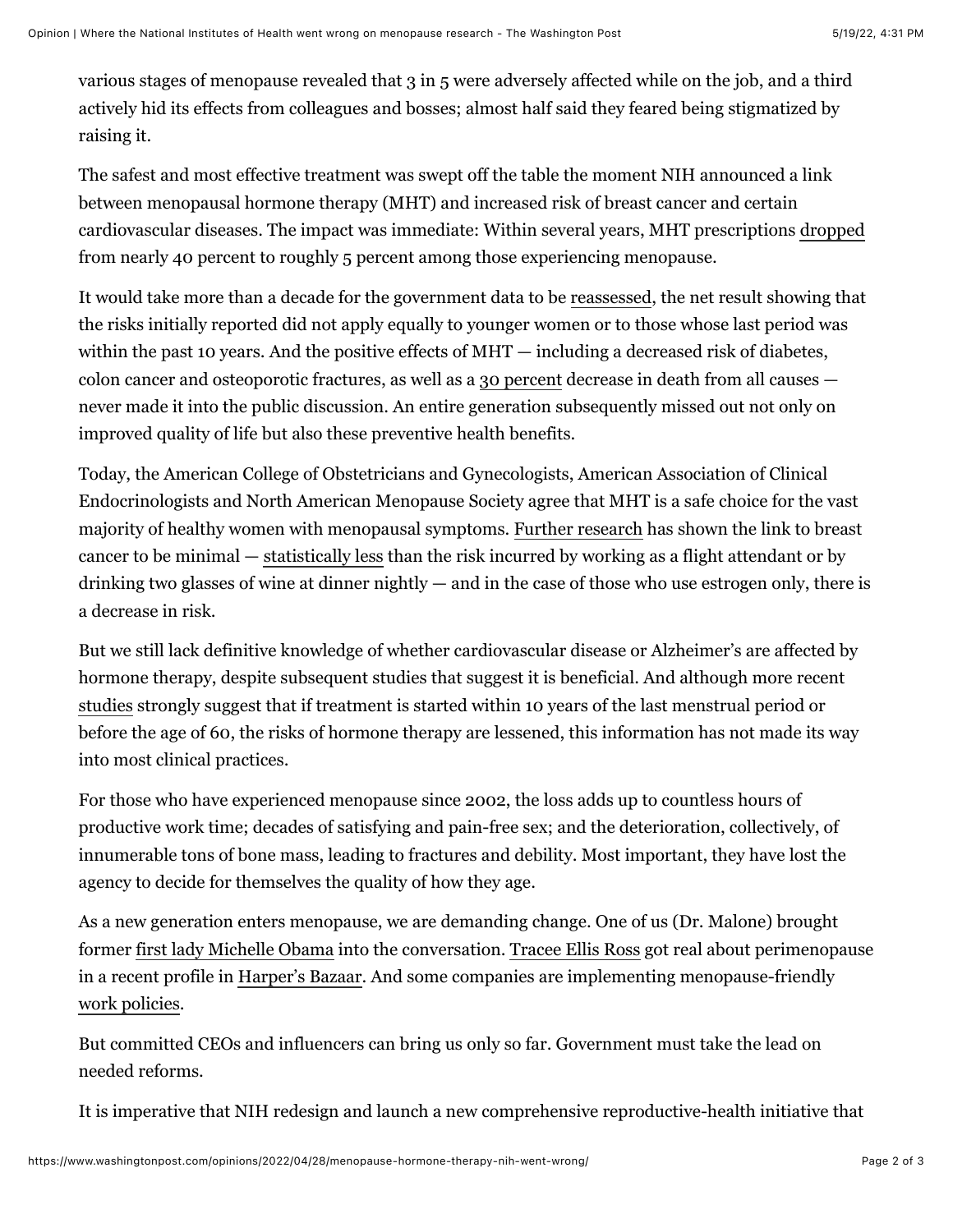various stages of menopause revealed that 3 in 5 were adversely affected while on the job, and a third actively hid its effects from colleagues and bosses; almost half said they feared being stigmatized by raising it.

The safest and most effective treatment was swept off the table the moment NIH announced a link between menopausal hormone therapy (MHT) and increased risk of breast cancer and certain cardiovascular diseases. The impact was immediate: Within several years, MHT prescriptions dropped from nearly 40 percent to roughly 5 percent among those experiencing menopause.

It would take more than a decade for the government data to be reassessed, the net result showing that the risks initially reported did not apply equally to younger women or to those whose last period was within the past 10 years. And the positive effects of MHT — including a decreased risk of diabetes, colon cancer and osteoporotic fractures, as well as a 30 percent decrease in death from all causes — never made it into the public discussion. An entire generation subsequently missed out not only on improved quality of life but also these preventive health benefits.

Today, the American College of Obstetricians and Gynecologists, American Association of Clinical Endocrinologists and North American Menopause Society agree that MHT is a safe choice for the vast majority of healthy women with menopausal symptoms. Further research has shown the link to breast cancer to be minimal — statistically less than the risk incurred by working as a flight attendant or by drinking two glasses of wine at dinner nightly — and in the case of those who use estrogen only, there is a decrease in risk.

But we still lack definitive knowledge of whether cardiovascular disease or Alzheimer's are affected by hormone therapy, despite subsequent studies that suggest it is beneficial. And although more recent studies strongly suggest that if treatment is started within 10 years of the last menstrual period or before the age of 60, the risks of hormone therapy are lessened, this information has not made its way into most clinical practices.

For those who have experienced menopause since 2002, the loss adds up to countless hours of productive work time; decades of satisfying and pain-free sex; and the deterioration, collectively, of innumerable tons of bone mass, leading to fractures and debility. Most important, they have lost the agency to decide for themselves the quality of how they age.

As a new generation enters menopause, we are demanding change. One of us (Dr. Malone) brought former first lady Michelle Obama into the conversation. Tracee Ellis Ross got real about perimenopause in a recent profile in Harper's Bazaar. And some companies are implementing menopause-friendly work policies.

But committed CEOs and influencers can bring us only so far. Government must take the lead on needed reforms.

It is imperative that NIH redesign and launch a new comprehensive reproductive-health initiative that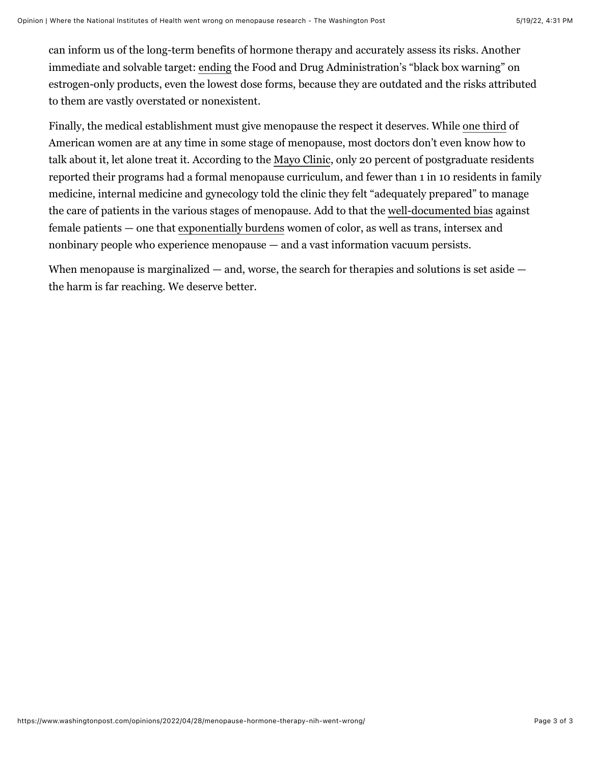can inform us of the long-term benefits of hormone therapy and accurately assess its risks. Another immediate and solvable target: ending the Food and Drug Administration's "black box warning" on estrogen-only products, even the lowest dose forms, because they are outdated and the risks attributed to them are vastly overstated or nonexistent.

Finally, the medical establishment must give menopause the respect it deserves. While one third of American women are at any time in some stage of menopause, most doctors don't even know how to talk about it, let alone treat it. According to the Mayo Clinic, only 20 percent of postgraduate residents reported their programs had a formal menopause curriculum, and fewer than 1 in 10 residents in family medicine, internal medicine and gynecology told the clinic they felt "adequately prepared" to manage the care of patients in the various stages of menopause. Add to that the well-documented bias against female patients — one that exponentially burdens women of color, as well as trans, intersex and nonbinary people who experience menopause — and a vast information vacuum persists.

When menopause is marginalized — and, worse, the search for therapies and solutions is set aside — the harm is far reaching. We deserve better.